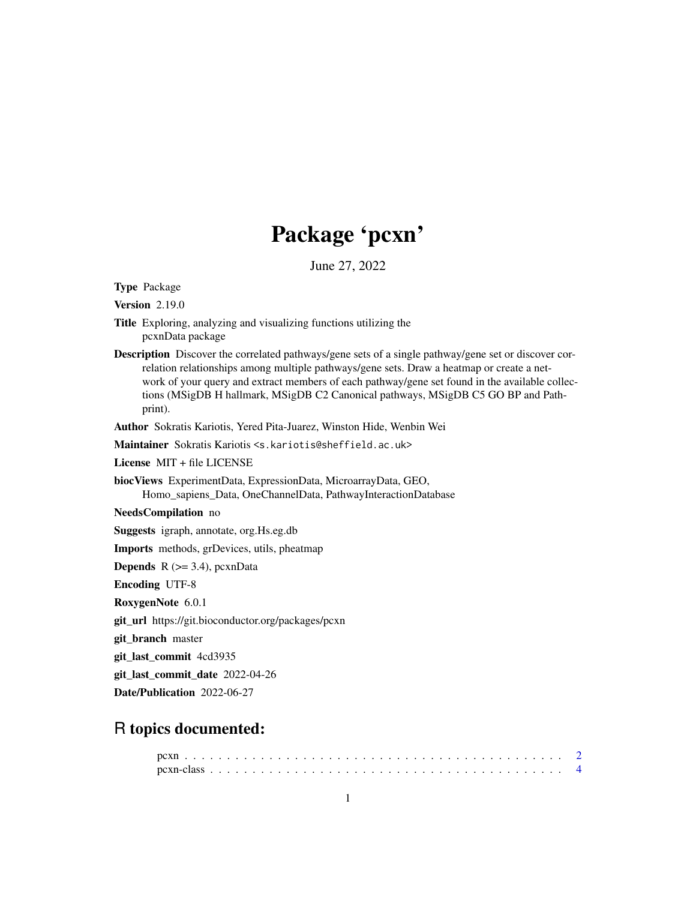# Package 'pcxn'

June 27, 2022

**Type** Package

**Version** 2.19.0

**Title** Exploring, analyzing and visualizing functions utilizing the pcxnData package

**Description** Discover the correlated pathways/gene sets of a single pathway/gene set or discover correlation relationships among multiple pathways/gene sets. Draw a heatmap or create a network of your query and extract members of each pathway/gene set found in the available collections (MSigDB H hallmark, MSigDB C2 Canonical pathways, MSigDB C5 GO BP and Pathprint).

**Author** Sokratis Kariotis, Yered Pita-Juarez, Winston Hide, Wenbin Wei

**Maintainer** Sokratis Kariotis <s.kariotis@sheffield.ac.uk>

**License** MIT + file LICENSE

**biocViews** ExperimentData, ExpressionData, MicroarrayData, GEO, Homo_sapiens_Data, OneChannelData, PathwayInteractionDatabase

**NeedsCompilation** no

**Suggests** igraph, annotate, org.Hs.eg.db

**Imports** methods, grDevices, utils, pheatmap

**Depends** R (>= 3.4), pcxnData

**Encoding** UTF-8

**RoxygenNote** 6.0.1

**git_url** https://git.bioconductor.org/packages/pcxn

**git_branch** master

**git_last_commit** 4cd3935

**git_last_commit_date** 2022-04-26

**Date/Publication** 2022-06-27

## R topics documented:

pcxn . . . . . . . . . . . . . . . . . . . . . . . . . . . . . . . . . . . . . . . . . . 2
pcxn-class . . . . . . . . . . . . . . . . . . . . . . . . . . . . . . . . . . . . . . . 4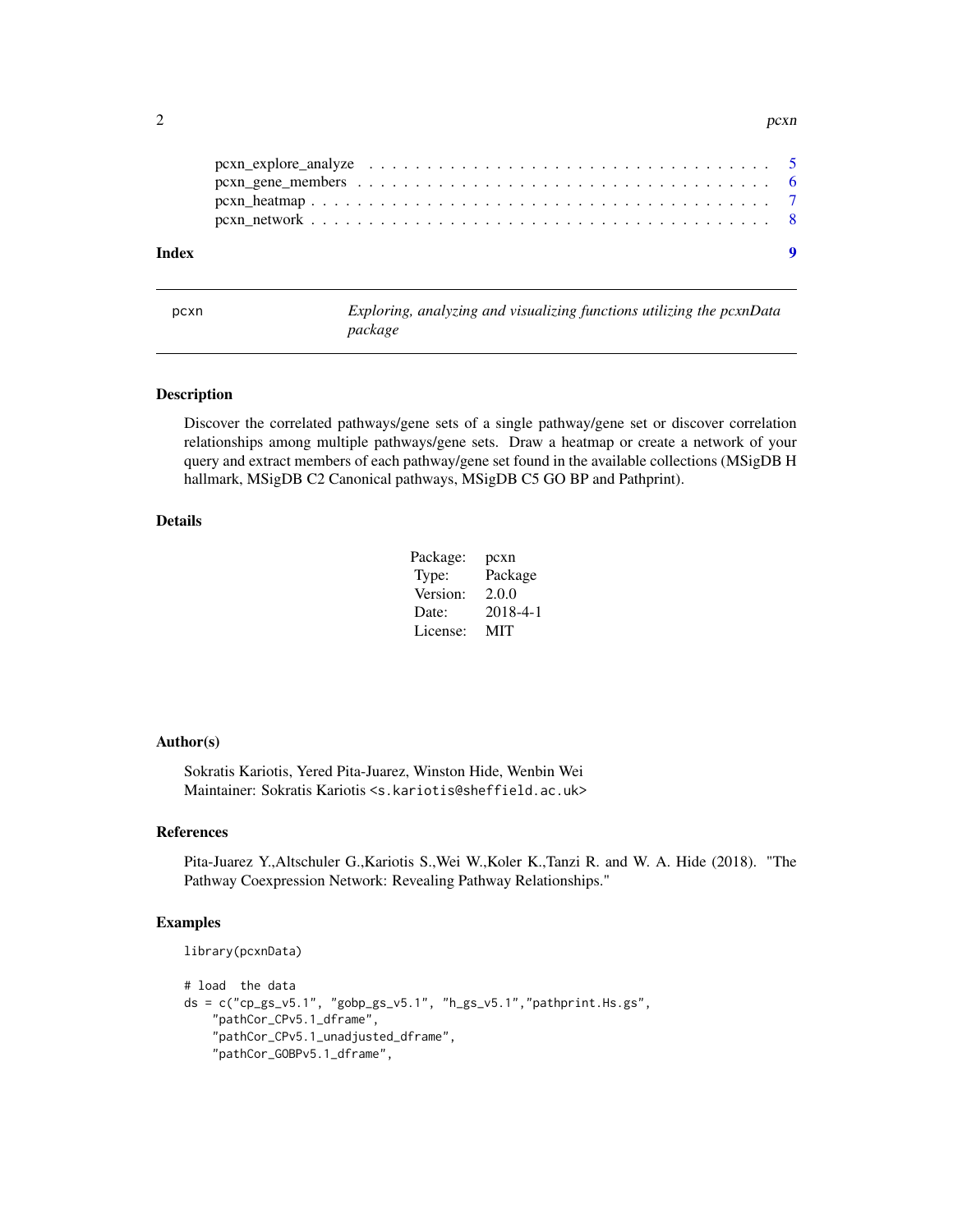pcxn_explore_analyze . . . . . . . . . . . . . . . . . . . . . . . . . . . . . . . . . . 5
pcxn_gene_members . . . . . . . . . . . . . . . . . . . . . . . . . . . . . . . . . . 6
pcxn_heatmap . . . . . . . . . . . . . . . . . . . . . . . . . . . . . . . . . . . . . 7
pcxn_network . . . . . . . . . . . . . . . . . . . . . . . . . . . . . . . . . . . . . 8

**Index** **9**

---

pcxn — *Exploring, analyzing and visualizing functions utilizing the pcxnData package*

---

### Description

Discover the correlated pathways/gene sets of a single pathway/gene set or discover correlation relationships among multiple pathways/gene sets. Draw a heatmap or create a network of your query and extract members of each pathway/gene set found in the available collections (MSigDB H hallmark, MSigDB C2 Canonical pathways, MSigDB C5 GO BP and Pathprint).

### Details

| | |
|---|---|
| Package: | pcxn |
| Type: | Package |
| Version: | 2.0.0 |
| Date: | 2018-4-1 |
| License: | MIT |

### Author(s)

Sokratis Kariotis, Yered Pita-Juarez, Winston Hide, Wenbin Wei
Maintainer: Sokratis Kariotis <s.kariotis@sheffield.ac.uk>

### References

Pita-Juarez Y.,Altschuler G.,Kariotis S.,Wei W.,Koler K.,Tanzi R. and W. A. Hide (2018). "The Pathway Coexpression Network: Revealing Pathway Relationships."

### Examples

```
library(pcxnData)

# load  the data
ds = c("cp_gs_v5.1", "gobp_gs_v5.1", "h_gs_v5.1","pathprint.Hs.gs",
    "pathCor_CPv5.1_dframe",
    "pathCor_CPv5.1_unadjusted_dframe",
    "pathCor_GOBPv5.1_dframe",
```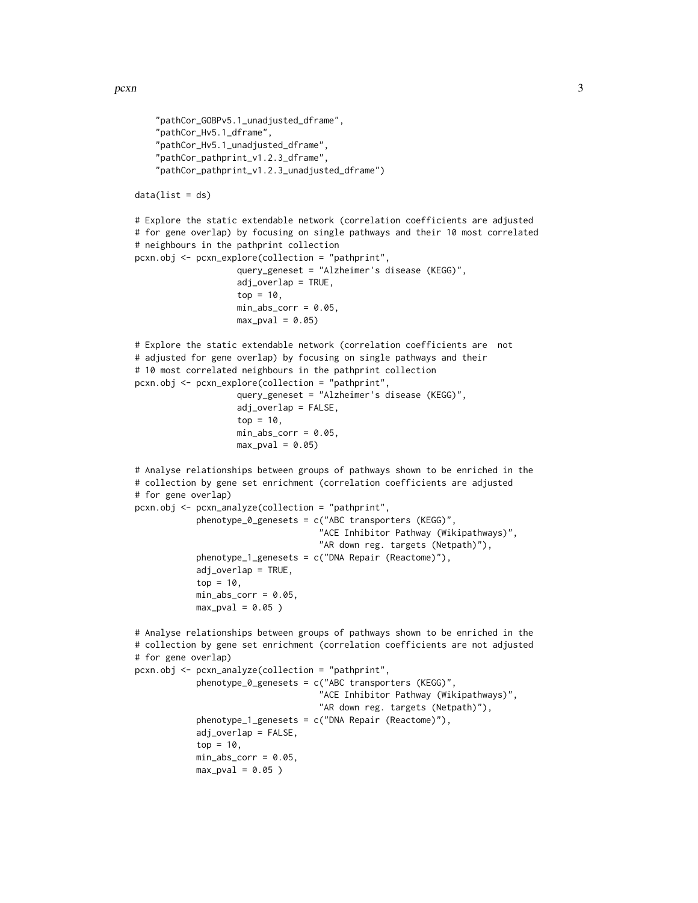```
    "pathCor_GOBPv5.1_unadjusted_dframe",
    "pathCor_Hv5.1_dframe",
    "pathCor_Hv5.1_unadjusted_dframe",
    "pathCor_pathprint_v1.2.3_dframe",
    "pathCor_pathprint_v1.2.3_unadjusted_dframe")

data(list = ds)

# Explore the static extendable network (correlation coefficients are adjusted
# for gene overlap) by focusing on single pathways and their 10 most correlated
# neighbours in the pathprint collection
pcxn.obj <- pcxn_explore(collection = "pathprint",
                    query_geneset = "Alzheimer's disease (KEGG)",
                    adj_overlap = TRUE,
                    top = 10,
                    min_abs_corr = 0.05,
                    max_pval = 0.05)

# Explore the static extendable network (correlation coefficients are  not
# adjusted for gene overlap) by focusing on single pathways and their
# 10 most correlated neighbours in the pathprint collection
pcxn.obj <- pcxn_explore(collection = "pathprint",
                    query_geneset = "Alzheimer's disease (KEGG)",
                    adj_overlap = FALSE,
                    top = 10,
                    min_abs_corr = 0.05,
                    max_pval = 0.05)

# Analyse relationships between groups of pathways shown to be enriched in the
# collection by gene set enrichment (correlation coefficients are adjusted
# for gene overlap)
pcxn.obj <- pcxn_analyze(collection = "pathprint",
            phenotype_0_genesets = c("ABC transporters (KEGG)",
                                "ACE Inhibitor Pathway (Wikipathways)",
                                "AR down reg. targets (Netpath)"),
            phenotype_1_genesets = c("DNA Repair (Reactome)"),
            adj_overlap = TRUE,
            top = 10,
            min_abs_corr = 0.05,
            max_pval = 0.05 )

# Analyse relationships between groups of pathways shown to be enriched in the
# collection by gene set enrichment (correlation coefficients are not adjusted
# for gene overlap)
pcxn.obj <- pcxn_analyze(collection = "pathprint",
            phenotype_0_genesets = c("ABC transporters (KEGG)",
                                "ACE Inhibitor Pathway (Wikipathways)",
                                "AR down reg. targets (Netpath)"),
            phenotype_1_genesets = c("DNA Repair (Reactome)"),
            adj_overlap = FALSE,
            top = 10,
            min_abs_corr = 0.05,
            max_pval = 0.05 )
```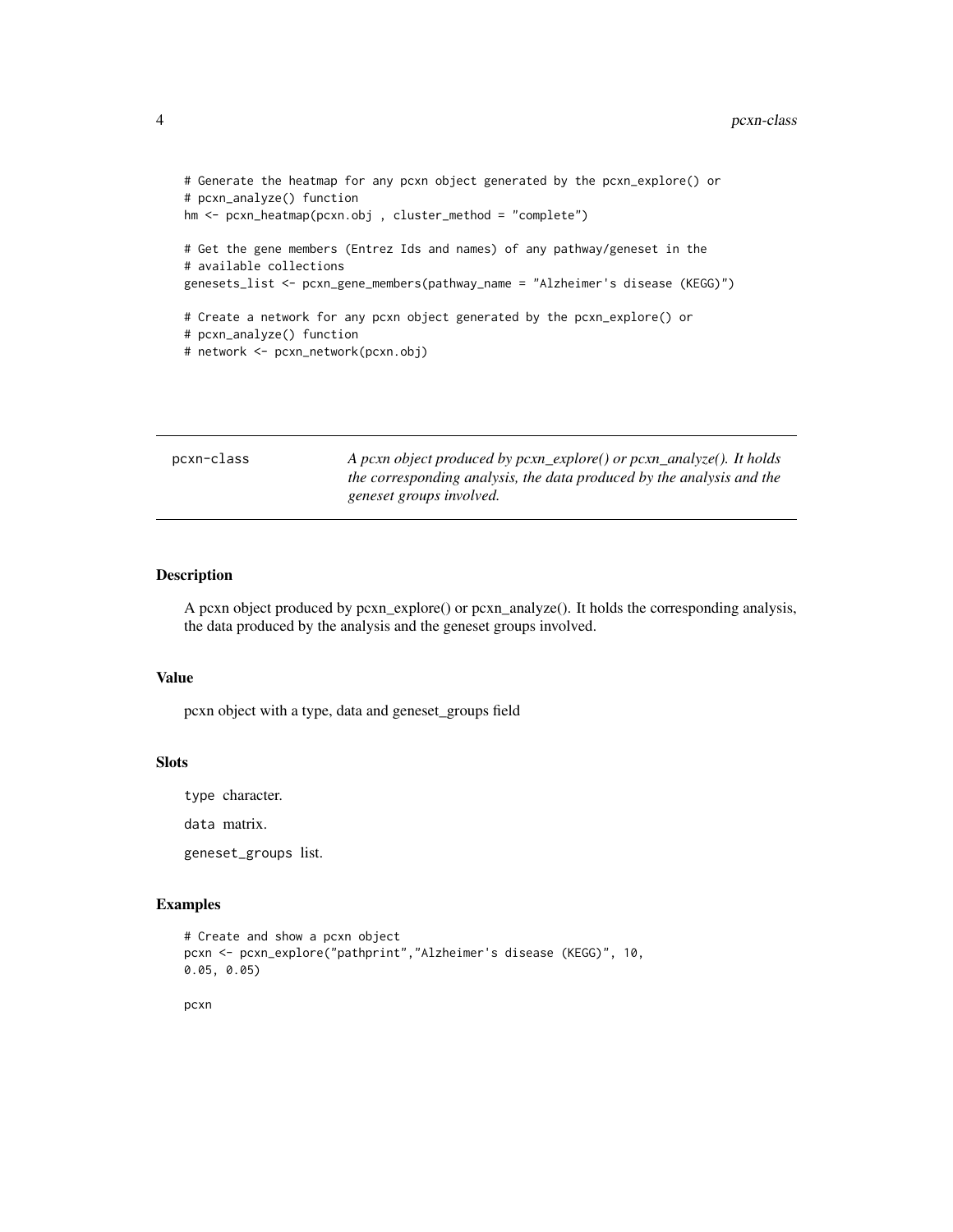```
# Generate the heatmap for any pcxn object generated by the pcxn_explore() or
# pcxn_analyze() function
hm <- pcxn_heatmap(pcxn.obj , cluster_method = "complete")

# Get the gene members (Entrez Ids and names) of any pathway/geneset in the
# available collections
genesets_list <- pcxn_gene_members(pathway_name = "Alzheimer's disease (KEGG)")

# Create a network for any pcxn object generated by the pcxn_explore() or
# pcxn_analyze() function
# network <- pcxn_network(pcxn.obj)
```

---

## pcxn-class

*A pcxn object produced by pcxn_explore() or pcxn_analyze(). It holds the corresponding analysis, the data produced by the analysis and the geneset groups involved.*

---

### Description

A pcxn object produced by pcxn_explore() or pcxn_analyze(). It holds the corresponding analysis, the data produced by the analysis and the geneset groups involved.

### Value

pcxn object with a type, data and geneset_groups field

### Slots

`type` character.

`data` matrix.

`geneset_groups` list.

### Examples

```
# Create and show a pcxn object
pcxn <- pcxn_explore("pathprint","Alzheimer's disease (KEGG)", 10,
0.05, 0.05)

pcxn
```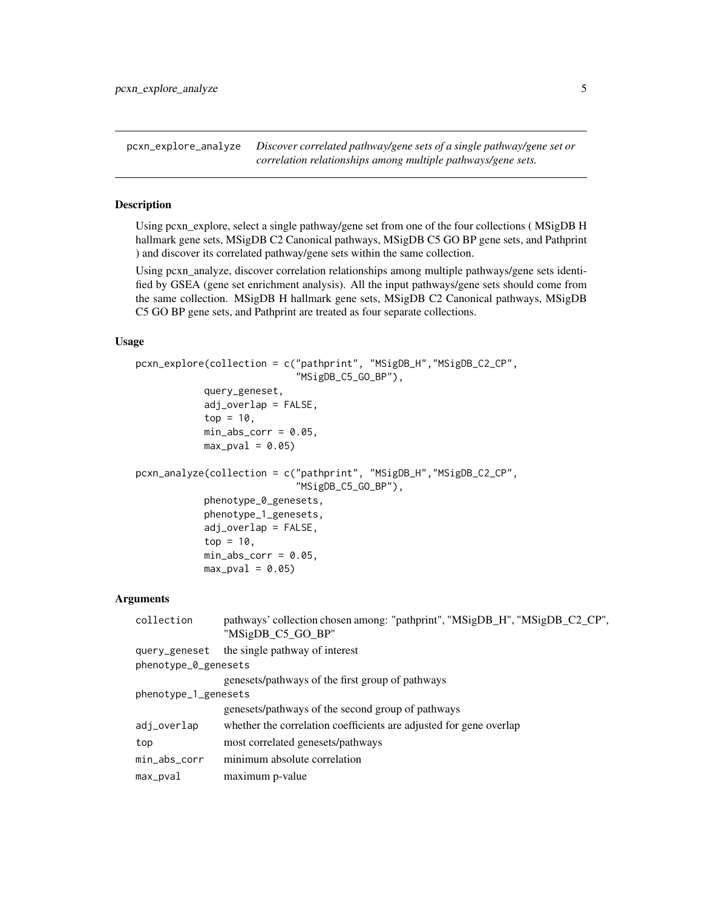`pcxn_explore_analyze` *Discover correlated pathway/gene sets of a single pathway/gene set or correlation relationships among multiple pathways/gene sets.*

## Description

Using pcxn_explore, select a single pathway/gene set from one of the four collections ( MSigDB H hallmark gene sets, MSigDB C2 Canonical pathways, MSigDB C5 GO BP gene sets, and Pathprint ) and discover its correlated pathway/gene sets within the same collection.

Using pcxn_analyze, discover correlation relationships among multiple pathways/gene sets identified by GSEA (gene set enrichment analysis). All the input pathways/gene sets should come from the same collection. MSigDB H hallmark gene sets, MSigDB C2 Canonical pathways, MSigDB C5 GO BP gene sets, and Pathprint are treated as four separate collections.

## Usage

```
pcxn_explore(collection = c("pathprint", "MSigDB_H","MSigDB_C2_CP",
                            "MSigDB_C5_GO_BP"),
            query_geneset,
            adj_overlap = FALSE,
            top = 10,
            min_abs_corr = 0.05,
            max_pval = 0.05)

pcxn_analyze(collection = c("pathprint", "MSigDB_H","MSigDB_C2_CP",
                            "MSigDB_C5_GO_BP"),
            phenotype_0_genesets,
            phenotype_1_genesets,
            adj_overlap = FALSE,
            top = 10,
            min_abs_corr = 0.05,
            max_pval = 0.05)
```

## Arguments

| Argument | Description |
|---|---|
| `collection` | pathways' collection chosen among: "pathprint", "MSigDB_H", "MSigDB_C2_CP", "MSigDB_C5_GO_BP" |
| `query_geneset` | the single pathway of interest |
| `phenotype_0_genesets` | genesets/pathways of the first group of pathways |
| `phenotype_1_genesets` | genesets/pathways of the second group of pathways |
| `adj_overlap` | whether the correlation coefficients are adjusted for gene overlap |
| `top` | most correlated genesets/pathways |
| `min_abs_corr` | minimum absolute correlation |
| `max_pval` | maximum p-value |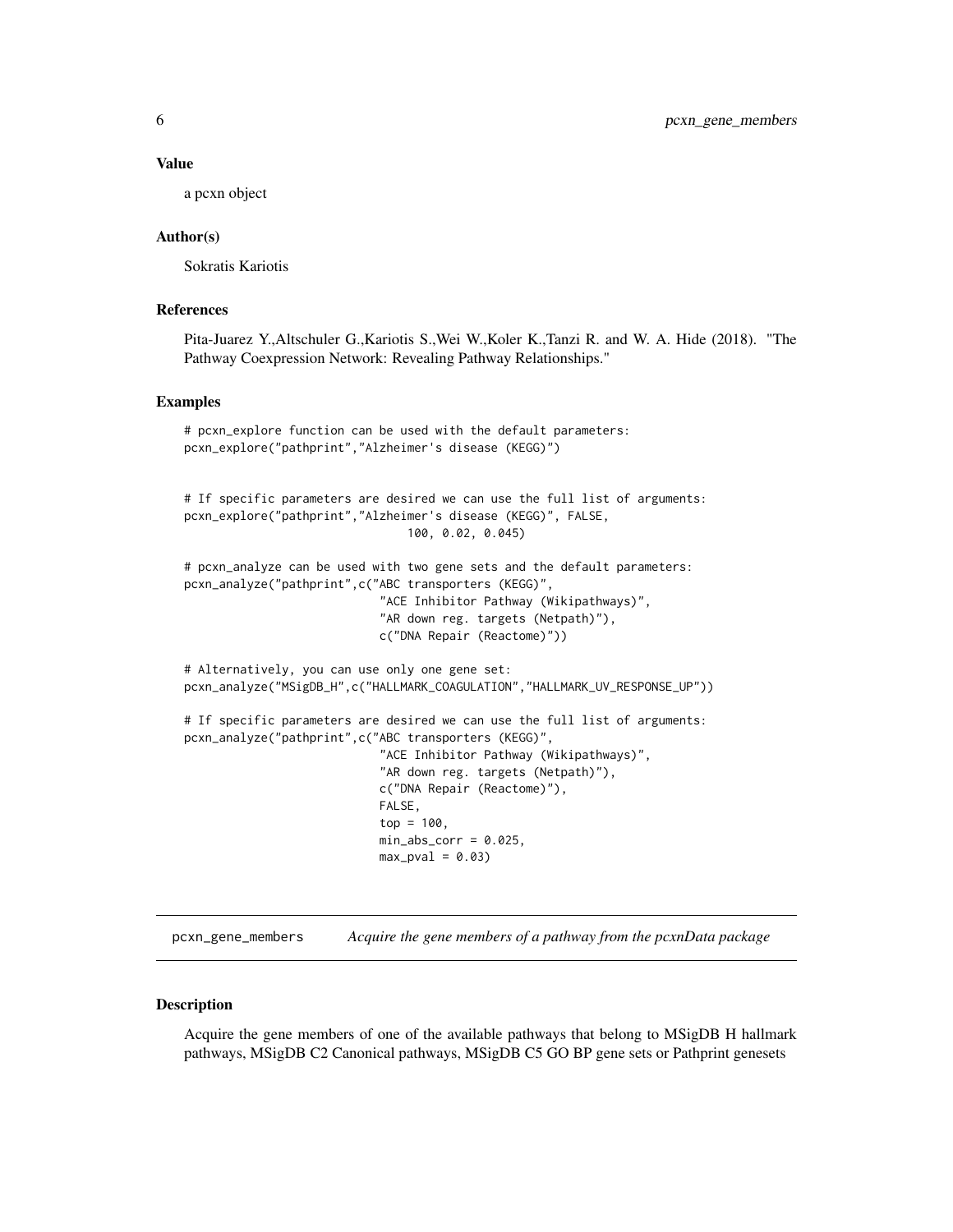### Value

a pcxn object

### Author(s)

Sokratis Kariotis

### References

Pita-Juarez Y.,Altschuler G.,Kariotis S.,Wei W.,Koler K.,Tanzi R. and W. A. Hide (2018). "The Pathway Coexpression Network: Revealing Pathway Relationships."

### Examples

```
# pcxn_explore function can be used with the default parameters:
pcxn_explore("pathprint","Alzheimer's disease (KEGG)")


# If specific parameters are desired we can use the full list of arguments:
pcxn_explore("pathprint","Alzheimer's disease (KEGG)", FALSE,
                                100, 0.02, 0.045)

# pcxn_analyze can be used with two gene sets and the default parameters:
pcxn_analyze("pathprint",c("ABC transporters (KEGG)",
                            "ACE Inhibitor Pathway (Wikipathways)",
                            "AR down reg. targets (Netpath)"),
                            c("DNA Repair (Reactome)"))

# Alternatively, you can use only one gene set:
pcxn_analyze("MSigDB_H",c("HALLMARK_COAGULATION","HALLMARK_UV_RESPONSE_UP"))

# If specific parameters are desired we can use the full list of arguments:
pcxn_analyze("pathprint",c("ABC transporters (KEGG)",
                            "ACE Inhibitor Pathway (Wikipathways)",
                            "AR down reg. targets (Netpath)"),
                            c("DNA Repair (Reactome)"),
                            FALSE,
                            top = 100,
                            min_abs_corr = 0.025,
                            max_pval = 0.03)
```

## pcxn_gene_members — *Acquire the gene members of a pathway from the pcxnData package*

### Description

Acquire the gene members of one of the available pathways that belong to MSigDB H hallmark pathways, MSigDB C2 Canonical pathways, MSigDB C5 GO BP gene sets or Pathprint genesets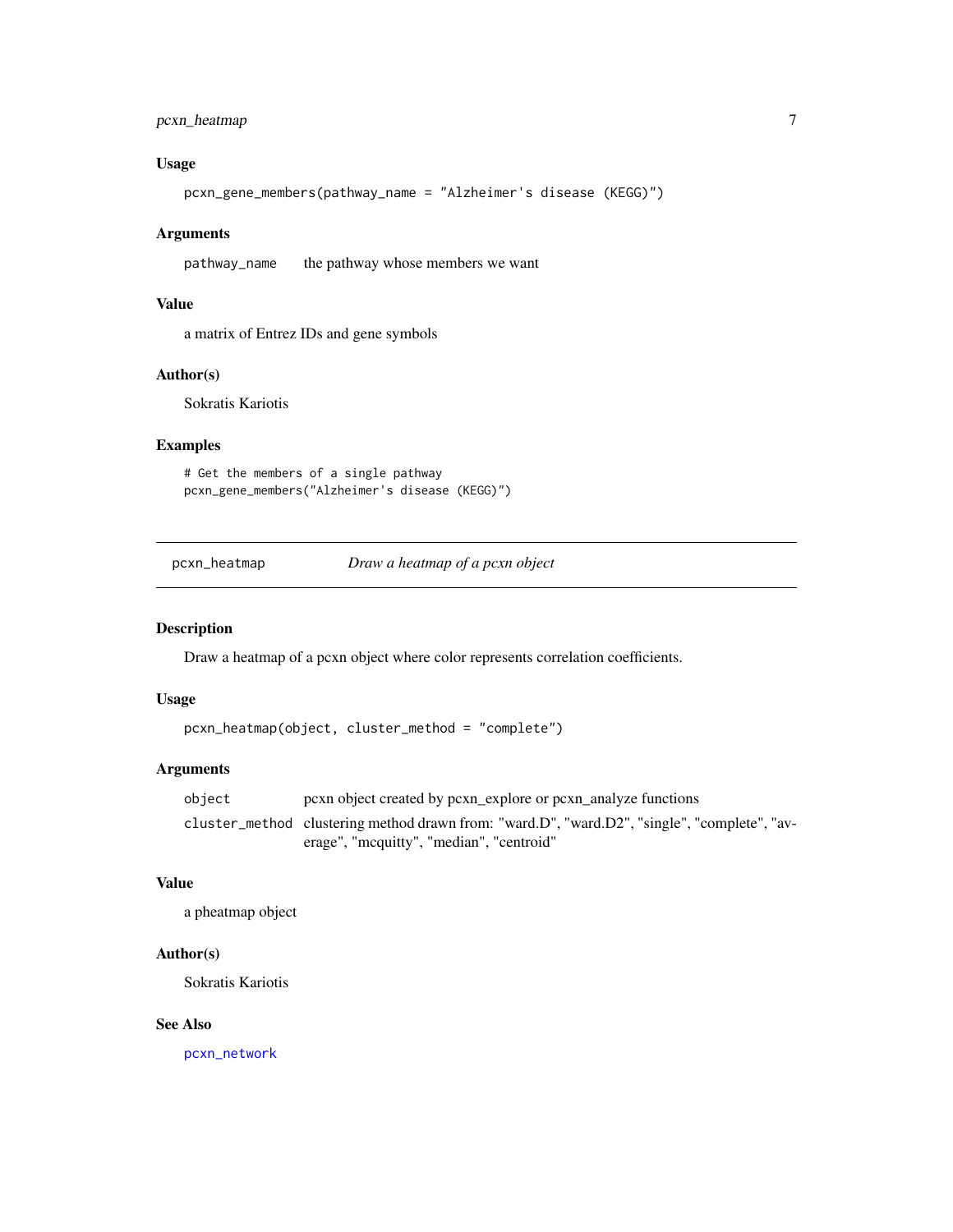### Usage

```
pcxn_gene_members(pathway_name = "Alzheimer's disease (KEGG)")
```

### Arguments

| | |
|---|---|
| pathway_name | the pathway whose members we want |

### Value

a matrix of Entrez IDs and gene symbols

### Author(s)

Sokratis Kariotis

### Examples

```
# Get the members of a single pathway
pcxn_gene_members("Alzheimer's disease (KEGG)")
```

---

## pcxn_heatmap *Draw a heatmap of a pcxn object*

### Description

Draw a heatmap of a pcxn object where color represents correlation coefficients.

### Usage

```
pcxn_heatmap(object, cluster_method = "complete")
```

### Arguments

| | |
|---|---|
| object | pcxn object created by pcxn_explore or pcxn_analyze functions |
| cluster_method | clustering method drawn from: "ward.D", "ward.D2", "single", "complete", "average", "mcquitty", "median", "centroid" |

### Value

a pheatmap object

### Author(s)

Sokratis Kariotis

### See Also

pcxn_network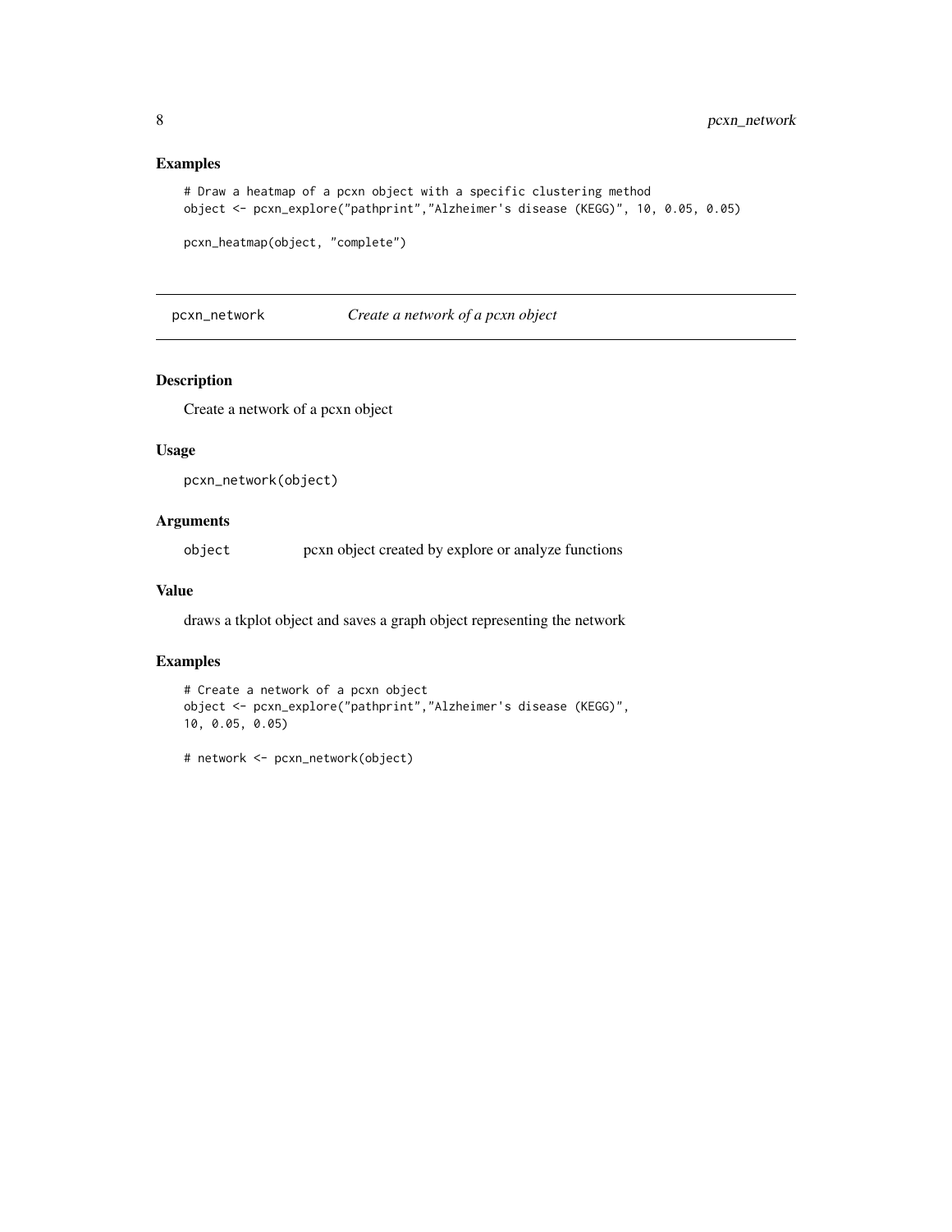## Examples

```
# Draw a heatmap of a pcxn object with a specific clustering method
object <- pcxn_explore("pathprint","Alzheimer's disease (KEGG)", 10, 0.05, 0.05)

pcxn_heatmap(object, "complete")
```

---

# pcxn_network *Create a network of a pcxn object*

---

## Description

Create a network of a pcxn object

## Usage

```
pcxn_network(object)
```

## Arguments

| | |
|---|---|
| object | pcxn object created by explore or analyze functions |

## Value

draws a tkplot object and saves a graph object representing the network

## Examples

```
# Create a network of a pcxn object
object <- pcxn_explore("pathprint","Alzheimer's disease (KEGG)",
10, 0.05, 0.05)

# network <- pcxn_network(object)
```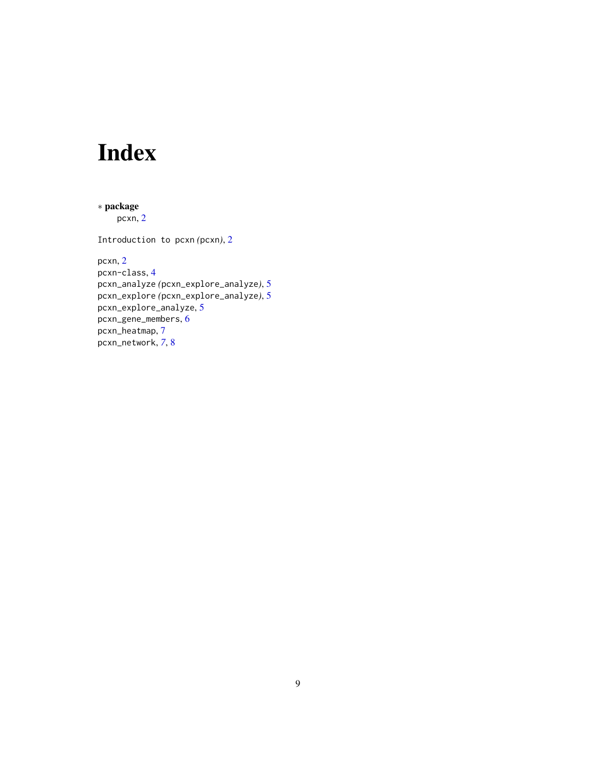# Index

∗ **package**
    pcxn, 2

Introduction to pcxn *(*pcxn*)*, 2

pcxn, 2
pcxn-class, 4
pcxn_analyze *(*pcxn_explore_analyze*)*, 5
pcxn_explore *(*pcxn_explore_analyze*)*, 5
pcxn_explore_analyze, 5
pcxn_gene_members, 6
pcxn_heatmap, 7
pcxn_network, *7*, 8